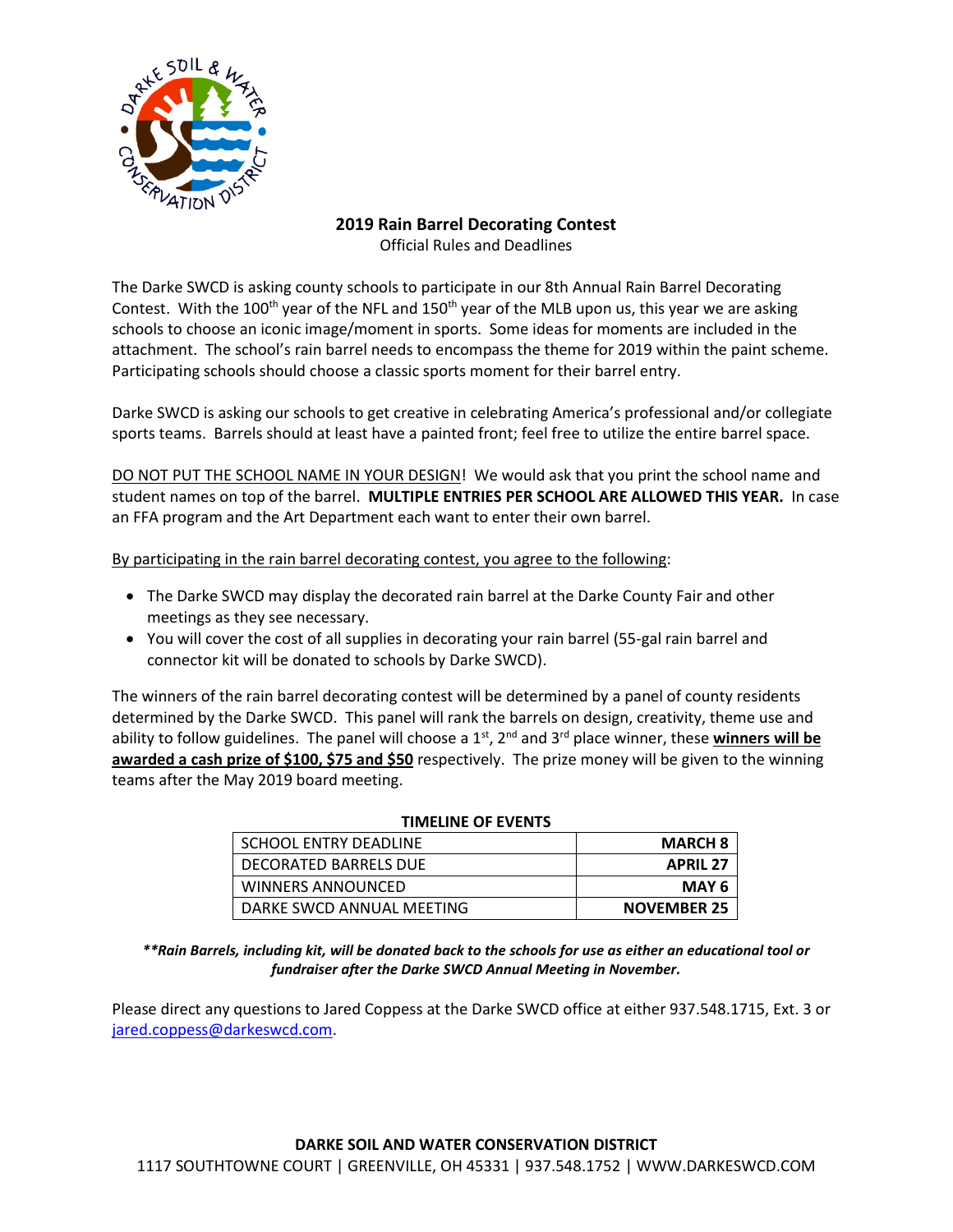# 2019 Rain Barrel Decorating Contest

Official Rules and Deadlines

The Darke SWCD is asking county schools to participate in our 8th Annual Rain Barrel Decorating Contest. With the 100th year of the NFL and 150th year of the MLB upon us, this year we are asking schools to choose an iconic image/moment in sports. Some ideas for moments are included in the attachment. The school's rain barrel needs to encompass the theme for 2019 within the paint scheme. Participating schools should choose a classic sports moment for their barrel entry.

Darke SWCD is asking our schools to get creative in celebrating America's professional and/or collegiate sports teams. Barrels should at least have a painted front; feel free to utilize the entire barrel space.

<u>DO NOT PUT THE SCHOOL NAME IN YOUR DESIGN</u>! We would ask that you print the school name and student names on top of the barrel. **MULTIPLE ENTRIES PER SCHOOL ARE ALLOWED THIS YEAR.** In case an FFA program and the Art Department each want to enter their own barrel.

<u>By participating in the rain barrel decorating contest, you agree to the following</u>:

- The Darke SWCD may display the decorated rain barrel at the Darke County Fair and other meetings as they see necessary.
- You will cover the cost of all supplies in decorating your rain barrel (55-gal rain barrel and connector kit will be donated to schools by Darke SWCD).

The winners of the rain barrel decorating contest will be determined by a panel of county residents determined by the Darke SWCD. This panel will rank the barrels on design, creativity, theme use and ability to follow guidelines. The panel will choose a 1st, 2nd and 3rd place winner, these <u>**winners will be awarded a cash prize of $100, $75 and $50**</u> respectively. The prize money will be given to the winning teams after the May 2019 board meeting.

**TIMELINE OF EVENTS**

| Event | Date |
|---|---|
| SCHOOL ENTRY DEADLINE | **MARCH 8** |
| DECORATED BARRELS DUE | **APRIL 27** |
| WINNERS ANNOUNCED | **MAY 6** |
| DARKE SWCD ANNUAL MEETING | **NOVEMBER 25** |

***\*\*Rain Barrels, including kit, will be donated back to the schools for use as either an educational tool or fundraiser after the Darke SWCD Annual Meeting in November.***

Please direct any questions to Jared Coppess at the Darke SWCD office at either 937.548.1715, Ext. 3 or jared.coppess@darkeswcd.com.

**DARKE SOIL AND WATER CONSERVATION DISTRICT**
1117 SOUTHTOWNE COURT | GREENVILLE, OH 45331 | 937.548.1752 | WWW.DARKESWCD.COM